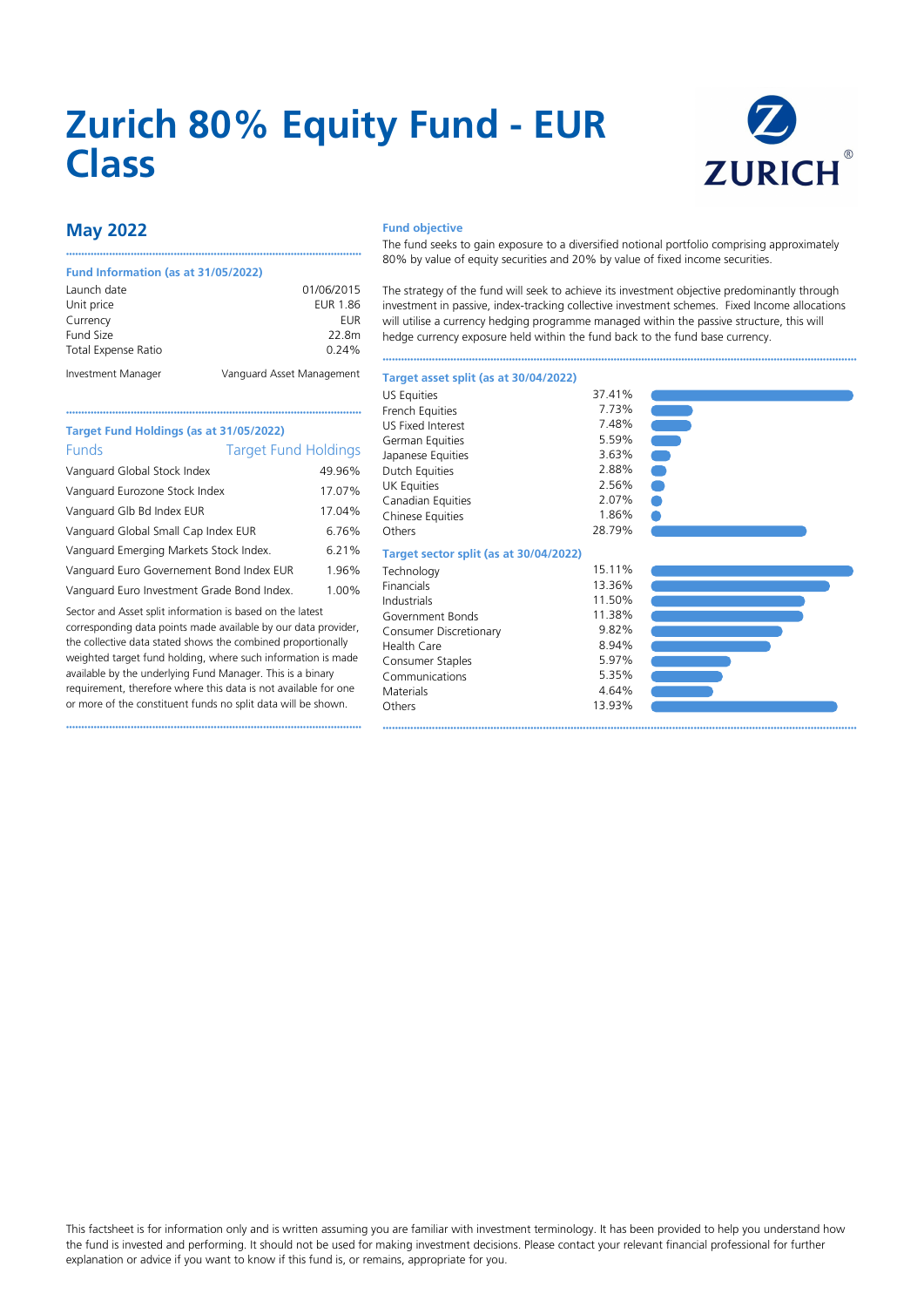# Zurich 80% Equity Fund - EUR Class

## May 2022

### Fund Information (as at 31/05/2022)

| | |
|---|---|
| Launch date | 01/06/2015 |
| Unit price | EUR 1.86 |
| Currency | EUR |
| Fund Size | 22.8m |
| Total Expense Ratio | 0.24% |
| Investment Manager | Vanguard Asset Management |

### Target Fund Holdings (as at 31/05/2022)

| Funds | Target Fund Holdings |
|---|---|
| Vanguard Global Stock Index | 49.96% |
| Vanguard Eurozone Stock Index | 17.07% |
| Vanguard Glb Bd Index EUR | 17.04% |
| Vanguard Global Small Cap Index EUR | 6.76% |
| Vanguard Emerging Markets Stock Index. | 6.21% |
| Vanguard Euro Governement Bond Index EUR | 1.96% |
| Vanguard Euro Investment Grade Bond Index. | 1.00% |

Sector and Asset split information is based on the latest corresponding data points made available by our data provider, the collective data stated shows the combined proportionally weighted target fund holding, where such information is made available by the underlying Fund Manager. This is a binary requirement, therefore where this data is not available for one or more of the constituent funds no split data will be shown.

### Fund objective

The fund seeks to gain exposure to a diversified notional portfolio comprising approximately 80% by value of equity securities and 20% by value of fixed income securities.

The strategy of the fund will seek to achieve its investment objective predominantly through investment in passive, index-tracking collective investment schemes. Fixed Income allocations will utilise a currency hedging programme managed within the passive structure, this will hedge currency exposure held within the fund back to the fund base currency.

### Target asset split (as at 30/04/2022)

| | |
|---|---|
| US Equities | 37.41% |
| French Equities | 7.73% |
| US Fixed Interest | 7.48% |
| German Equities | 5.59% |
| Japanese Equities | 3.63% |
| Dutch Equities | 2.88% |
| UK Equities | 2.56% |
| Canadian Equities | 2.07% |
| Chinese Equities | 1.86% |
| Others | 28.79% |

### Target sector split (as at 30/04/2022)

| | |
|---|---|
| Technology | 15.11% |
| Financials | 13.36% |
| Industrials | 11.50% |
| Government Bonds | 11.38% |
| Consumer Discretionary | 9.82% |
| Health Care | 8.94% |
| Consumer Staples | 5.97% |
| Communications | 5.35% |
| Materials | 4.64% |
| Others | 13.93% |

This factsheet is for information only and is written assuming you are familiar with investment terminology. It has been provided to help you understand how the fund is invested and performing. It should not be used for making investment decisions. Please contact your relevant financial professional for further explanation or advice if you want to know if this fund is, or remains, appropriate for you.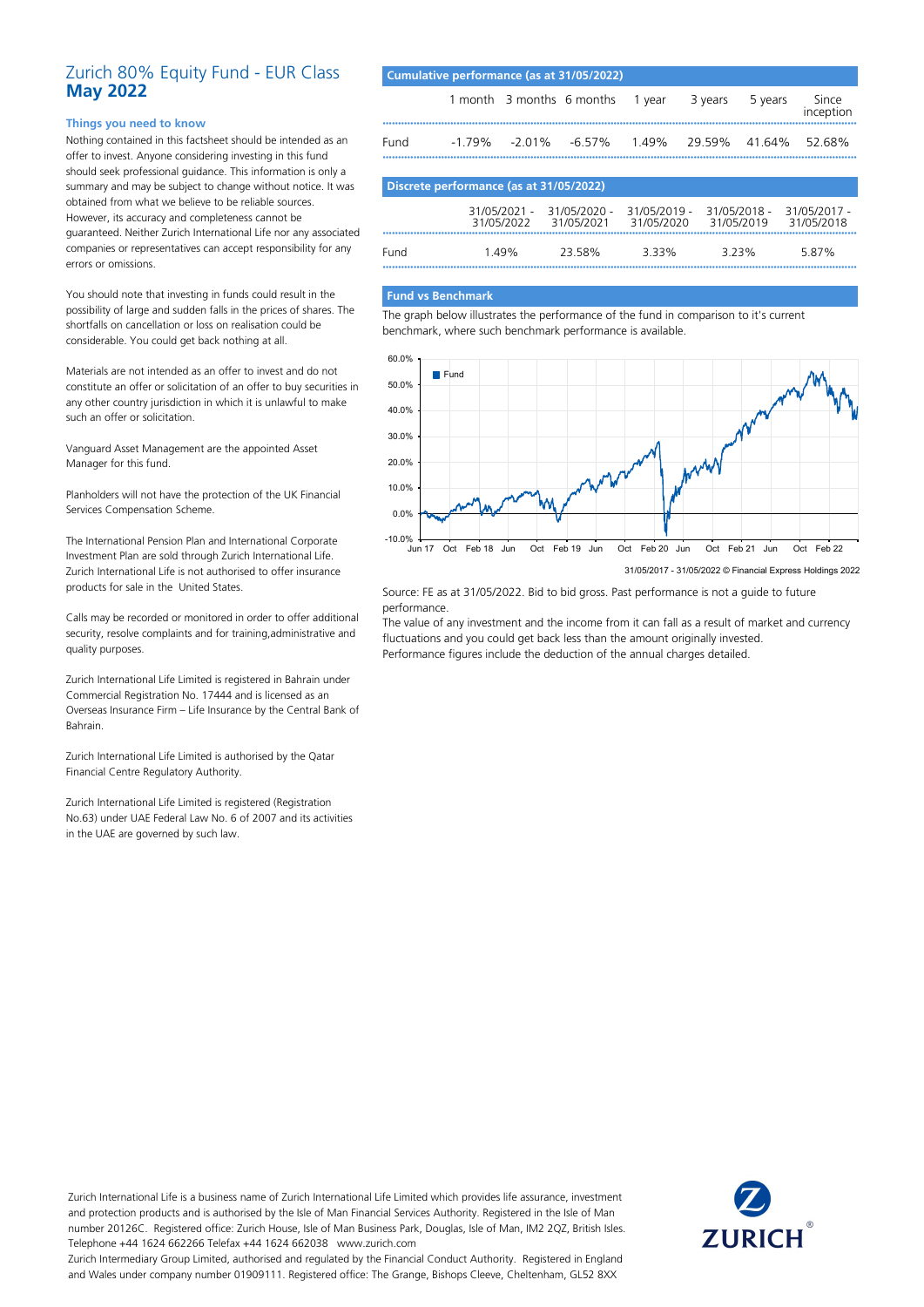# Zurich 80% Equity Fund - EUR Class
## May 2022

### Things you need to know

Nothing contained in this factsheet should be intended as an offer to invest. Anyone considering investing in this fund should seek professional guidance. This information is only a summary and may be subject to change without notice. It was obtained from what we believe to be reliable sources. However, its accuracy and completeness cannot be guaranteed. Neither Zurich International Life nor any associated companies or representatives can accept responsibility for any errors or omissions.

You should note that investing in funds could result in the possibility of large and sudden falls in the prices of shares. The shortfalls on cancellation or loss on realisation could be considerable. You could get back nothing at all.

Materials are not intended as an offer to invest and do not constitute an offer or solicitation of an offer to buy securities in any other country jurisdiction in which it is unlawful to make such an offer or solicitation.

Vanguard Asset Management are the appointed Asset Manager for this fund.

Planholders will not have the protection of the UK Financial Services Compensation Scheme.

The International Pension Plan and International Corporate Investment Plan are sold through Zurich International Life. Zurich International Life is not authorised to offer insurance products for sale in the United States.

Calls may be recorded or monitored in order to offer additional security, resolve complaints and for training,administrative and quality purposes.

Zurich International Life Limited is registered in Bahrain under Commercial Registration No. 17444 and is licensed as an Overseas Insurance Firm – Life Insurance by the Central Bank of Bahrain.

Zurich International Life Limited is authorised by the Qatar Financial Centre Regulatory Authority.

Zurich International Life Limited is registered (Registration No.63) under UAE Federal Law No. 6 of 2007 and its activities in the UAE are governed by such law.

### Cumulative performance (as at 31/05/2022)

| | 1 month | 3 months | 6 months | 1 year | 3 years | 5 years | Since inception |
|---|---|---|---|---|---|---|---|
| Fund | -1.79% | -2.01% | -6.57% | 1.49% | 29.59% | 41.64% | 52.68% |

### Discrete performance (as at 31/05/2022)

| | 31/05/2021 - 31/05/2022 | 31/05/2020 - 31/05/2021 | 31/05/2019 - 31/05/2020 | 31/05/2018 - 31/05/2019 | 31/05/2017 - 31/05/2018 |
|---|---|---|---|---|---|
| Fund | 1.49% | 23.58% | 3.33% | 3.23% | 5.87% |

### Fund vs Benchmark

The graph below illustrates the performance of the fund in comparison to it's current benchmark, where such benchmark performance is available.

60.0%
50.0%
40.0%
30.0%
20.0%
10.0%
0.0%
-10.0%
Fund
Jun 17 Oct Feb 18 Jun Oct Feb 19 Jun Oct Feb 20 Jun Oct Feb 21 Jun Oct Feb 22

31/05/2017 - 31/05/2022 © Financial Express Holdings 2022

Source: FE as at 31/05/2022. Bid to bid gross. Past performance is not a guide to future performance.
The value of any investment and the income from it can fall as a result of market and currency fluctuations and you could get back less than the amount originally invested.
Performance figures include the deduction of the annual charges detailed.

Zurich International Life is a business name of Zurich International Life Limited which provides life assurance, investment and protection products and is authorised by the Isle of Man Financial Services Authority. Registered in the Isle of Man number 20126C. Registered office: Zurich House, Isle of Man Business Park, Douglas, Isle of Man, IM2 2QZ, British Isles. Telephone +44 1624 662266 Telefax +44 1624 662038 www.zurich.com
Zurich Intermediary Group Limited, authorised and regulated by the Financial Conduct Authority. Registered in England and Wales under company number 01909111. Registered office: The Grange, Bishops Cleeve, Cheltenham, GL52 8XX

ZURICH®